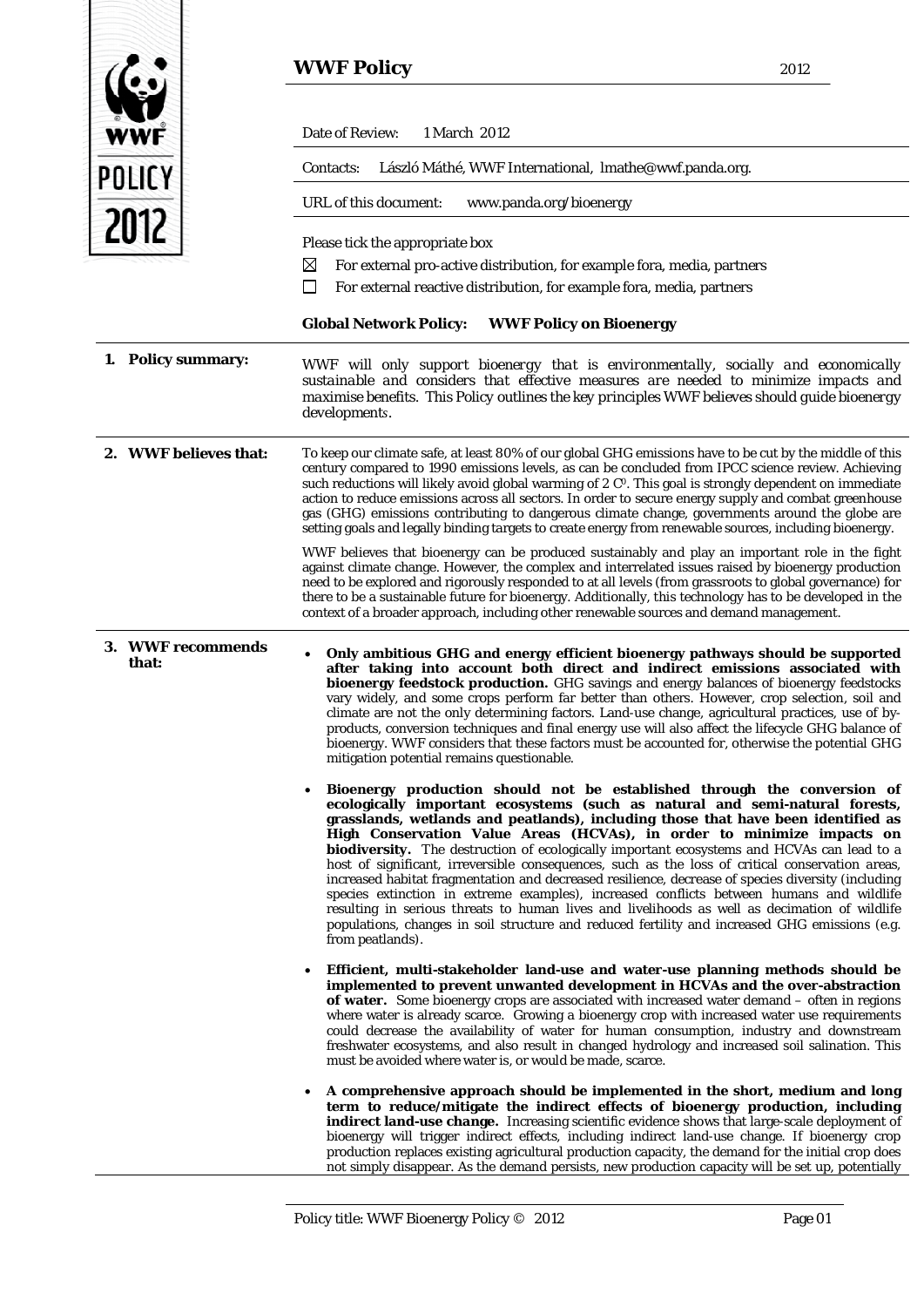# WWF Policy

2012

Date of Review: 1 March 2012

Contacts: László Máthé, WWF International, lmathe@wwf.panda.org.

URL of this document: www.panda.org/bioenergy

Please tick the appropriate box

☒ For external pro-active distribution, for example fora, media, partners

☐ For external reactive distribution, for example fora, media, partners

**Global Network Policy: WWF Policy on Bioenergy**

## 1. Policy summary:

*WWF will only support bioenergy that is environmentally, socially and economically sustainable and considers that effective measures are needed to minimize impacts and maximise benefits. This Policy outlines the key principles WWF believes should guide bioenergy developments.*

## 2. WWF believes that:

To keep our climate safe, at least 80% of our global GHG emissions have to be cut by the middle of this century compared to 1990 emissions levels, as can be concluded from IPCC science review. Achieving such reductions will likely avoid global warming of 2 C⁰. This goal is strongly dependent on immediate action to reduce emissions across all sectors. In order to secure energy supply and combat greenhouse gas (GHG) emissions contributing to dangerous climate change, governments around the globe are setting goals and legally binding targets to create energy from renewable sources, including bioenergy.

WWF believes that bioenergy can be produced sustainably and play an important role in the fight against climate change. However, the complex and interrelated issues raised by bioenergy production need to be explored and rigorously responded to at all levels (from grassroots to global governance) for there to be a sustainable future for bioenergy. Additionally, this technology has to be developed in the context of a broader approach, including other renewable sources and demand management.

## 3. WWF recommends that:

- **Only ambitious GHG and energy efficient bioenergy pathways should be supported after taking into account both direct and indirect emissions associated with bioenergy feedstock production.** GHG savings and energy balances of bioenergy feedstocks vary widely, and some crops perform far better than others. However, crop selection, soil and climate are not the only determining factors. Land-use change, agricultural practices, use of by-products, conversion techniques and final energy use will also affect the lifecycle GHG balance of bioenergy. WWF considers that these factors must be accounted for, otherwise the potential GHG mitigation potential remains questionable.

- **Bioenergy production should not be established through the conversion of ecologically important ecosystems (such as natural and semi-natural forests, grasslands, wetlands and peatlands), including those that have been identified as High Conservation Value Areas (HCVAs), in order to minimize impacts on biodiversity.** The destruction of ecologically important ecosystems and HCVAs can lead to a host of significant, irreversible consequences, such as the loss of critical conservation areas, increased habitat fragmentation and decreased resilience, decrease of species diversity (including species extinction in extreme examples), increased conflicts between humans and wildlife resulting in serious threats to human lives and livelihoods as well as decimation of wildlife populations, changes in soil structure and reduced fertility and increased GHG emissions (e.g. from peatlands).

- **Efficient, multi-stakeholder land-use and water-use planning methods should be implemented to prevent unwanted development in HCVAs and the over-abstraction of water.** Some bioenergy crops are associated with increased water demand – often in regions where water is already scarce. Growing a bioenergy crop with increased water use requirements could decrease the availability of water for human consumption, industry and downstream freshwater ecosystems, and also result in changed hydrology and increased soil salination. This must be avoided where water is, or would be made, scarce.

- **A comprehensive approach should be implemented in the short, medium and long term to reduce/mitigate the indirect effects of bioenergy production, including indirect land-use change.** Increasing scientific evidence shows that large-scale deployment of bioenergy will trigger indirect effects, including indirect land-use change. If bioenergy crop production replaces existing agricultural production capacity, the demand for the initial crop does not simply disappear. As the demand persists, new production capacity will be set up, potentially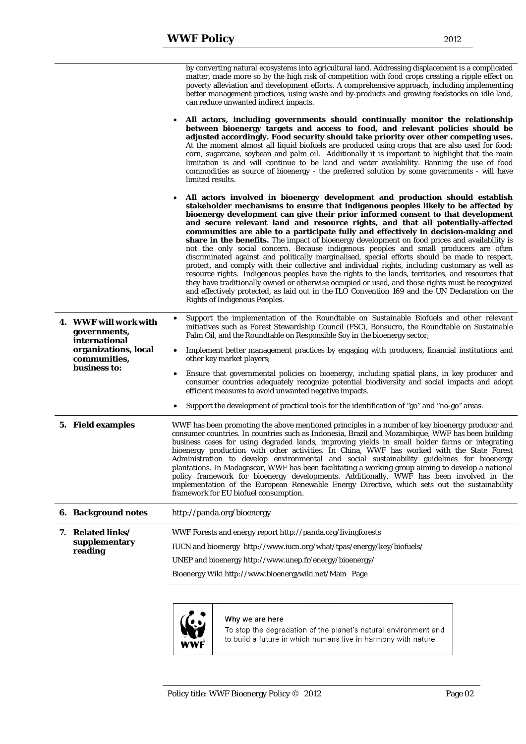by converting natural ecosystems into agricultural land. Addressing displacement is a complicated matter, made more so by the high risk of competition with food crops creating a ripple effect on poverty alleviation and development efforts. A comprehensive approach, including implementing better management practices, using waste and by-products and growing feedstocks on idle land, can reduce unwanted indirect impacts.

- **All actors, including governments should continually monitor the relationship between bioenergy targets and access to food, and relevant policies should be adjusted accordingly. Food security should take priority over other competing uses.** At the moment almost all liquid biofuels are produced using crops that are also used for food: corn, sugarcane, soybean and palm oil. Additionally it is important to highlight that the main limitation is and will continue to be land and water availability. Banning the use of food commodities as source of bioenergy - the preferred solution by some governments - will have limited results.

- **All actors involved in bioenergy development and production should establish stakeholder mechanisms to ensure that indigenous peoples likely to be affected by bioenergy development can give their prior informed consent to that development and secure relevant land and resource rights, and that all potentially-affected communities are able to a participate fully and effectively in decision-making and share in the benefits.** The impact of bioenergy development on food prices and availability is not the only social concern. Because indigenous peoples and small producers are often discriminated against and politically marginalised, special efforts should be made to respect, protect, and comply with their collective and individual rights, including customary as well as resource rights. Indigenous peoples have the rights to the lands, territories, and resources that they have traditionally owned or otherwise occupied or used, and those rights must be recognized and effectively protected, as laid out in the ILO Convention 169 and the UN Declaration on the Rights of Indigenous Peoples.

## 4. WWF will work with governments, international organizations, local communities, business to:

- Support the implementation of the Roundtable on Sustainable Biofuels and other relevant initiatives such as Forest Stewardship Council (FSC), Bonsucro, the Roundtable on Sustainable Palm Oil, and the Roundtable on Responsible Soy in the bioenergy sector;
- Implement better management practices by engaging with producers, financial institutions and other key market players;
- Ensure that governmental policies on bioenergy, including spatial plans, in key producer and consumer countries adequately recognize potential biodiversity and social impacts and adopt efficient measures to avoid unwanted negative impacts.
- Support the development of practical tools for the identification of "go" and "no-go" areas.

## 5. Field examples

WWF has been promoting the above mentioned principles in a number of key bioenergy producer and consumer countries. In countries such as Indonesia, Brazil and Mozambique, WWF has been building business cases for using degraded lands, improving yields in small holder farms or integrating bioenergy production with other activities. In China, WWF has worked with the State Forest Administration to develop environmental and social sustainability guidelines for bioenergy plantations. In Madagascar, WWF has been facilitating a working group aiming to develop a national policy framework for bioenergy developments. Additionally, WWF has been involved in the implementation of the European Renewable Energy Directive, which sets out the sustainability framework for EU biofuel consumption.

## 6. Background notes

http://panda.org/bioenergy

## 7. Related links/ supplementary reading

WWF Forests and energy report http://panda.org/livingforests

IUCN and bioenergy http://www.iucn.org/what/tpas/energy/key/biofuels/

UNEP and bioenergy http://www.unep.fr/energy/bioenergy/

Bioenergy Wiki http://www.bioenergywiki.net/Main_Page

Why we are here

To stop the degradation of the planet's natural environment and to build a future in which humans live in harmony with nature.